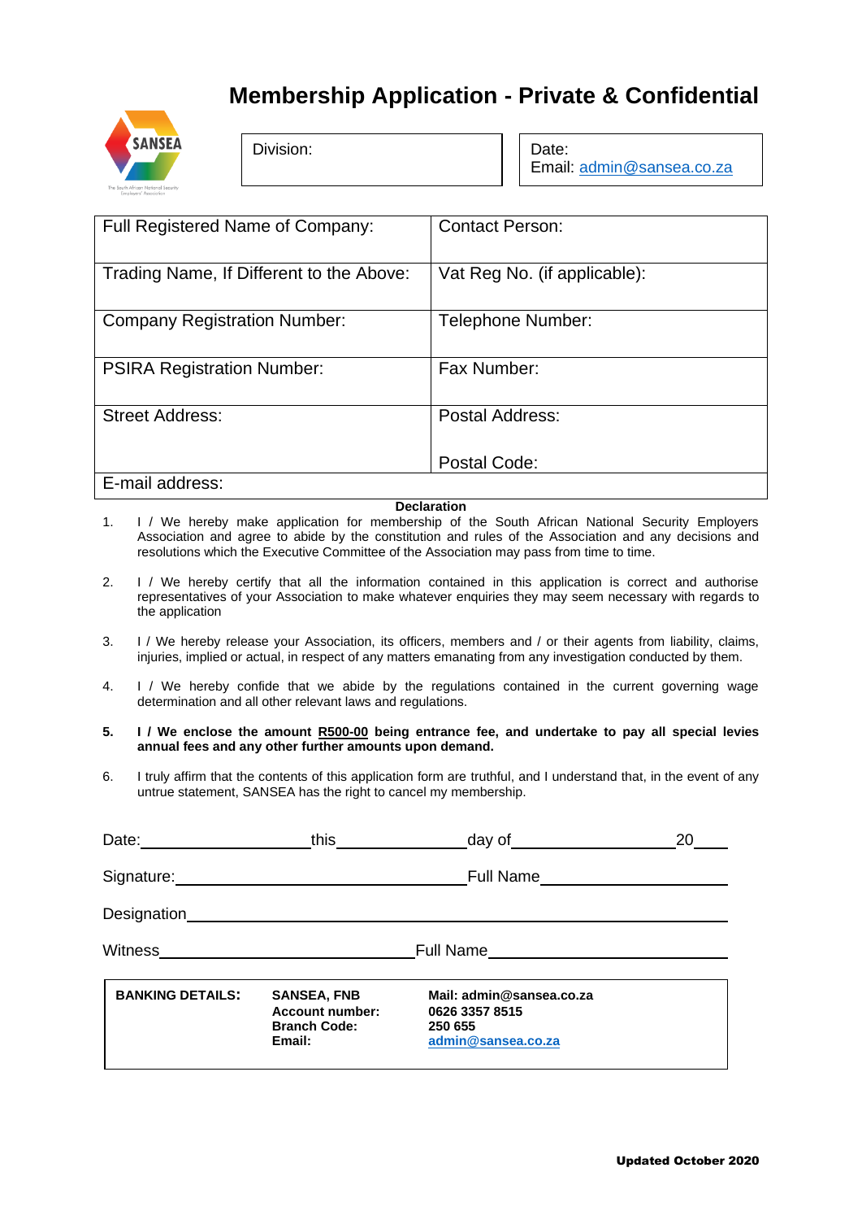# Membership Application - Private & Confidential

SANSEA

| Division: | Date: Email: admin@sansea.co.za |
|---|---|

| Full Registered Name of Company: | Contact Person: |
|---|---|
| Trading Name, If Different to the Above: | Vat Reg No. (if applicable): |
| Company Registration Number: | Telephone Number: |
| PSIRA Registration Number: | Fax Number: |
| Street Address: | Postal Address: Postal Code: |
| E-mail address: | |

**Declaration**

1. I / We hereby make application for membership of the South African National Security Employers Association and agree to abide by the constitution and rules of the Association and any decisions and resolutions which the Executive Committee of the Association may pass from time to time.

2. I / We hereby certify that all the information contained in this application is correct and authorise representatives of your Association to make whatever enquiries they may seem necessary with regards to the application

3. I / We hereby release your Association, its officers, members and / or their agents from liability, claims, injuries, implied or actual, in respect of any matters emanating from any investigation conducted by them.

4. I / We hereby confide that we abide by the regulations contained in the current governing wage determination and all other relevant laws and regulations.

5. **I / We enclose the amount R500-00 being entrance fee, and undertake to pay all special levies annual fees and any other further amounts upon demand.**

6. I truly affirm that the contents of this application form are truthful, and I understand that, in the event of any untrue statement, SANSEA has the right to cancel my membership.

Date:__________________ this______________ day of__________________ 20____

Signature:________________________________ Full Name____________________

Designation__________________________________________________________

Witness___________________________ Full Name_________________________

| **BANKING DETAILS:** | **SANSEA, FNB** | **Mail: admin@sansea.co.za** |
|---|---|---|
| | **Account number:** | **0626 3357 8515** |
| | **Branch Code:** | **250 655** |
| | **Email:** | **admin@sansea.co.za** |

**Updated October 2020**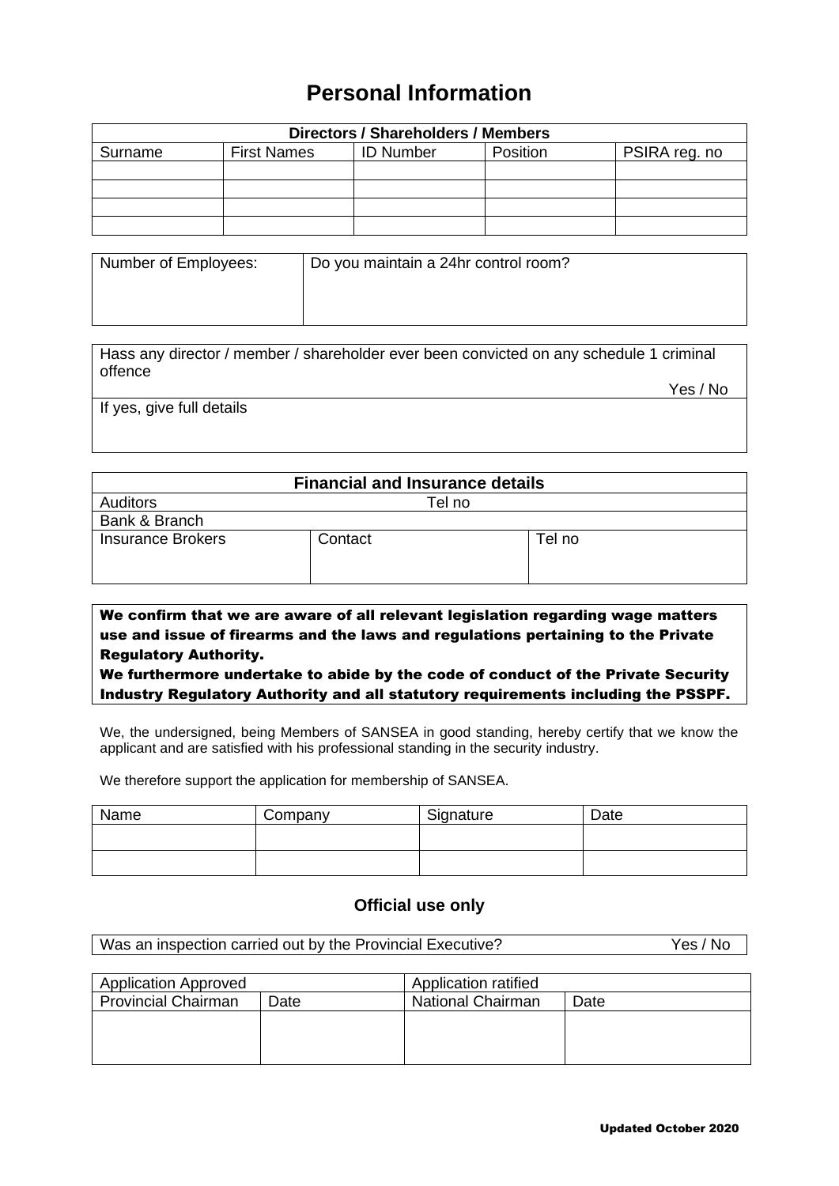# Personal Information

| Directors / Shareholders / Members | | | | |
|---|---|---|---|---|
| Surname | First Names | ID Number | Position | PSIRA reg. no |
| | | | | |
| | | | | |
| | | | | |
| | | | | |

| Number of Employees: | Do you maintain a 24hr control room? |
|---|---|
| | |

| |
|---|
| Hass any director / member / shareholder ever been convicted on any schedule 1 criminal offence Yes / No |
| If yes, give full details |

| Financial and Insurance details | | |
|---|---|---|
| Auditors | Tel no | |
| Bank & Branch | | |
| Insurance Brokers | Contact | Tel no |

**We confirm that we are aware of all relevant legislation regarding wage matters use and issue of firearms and the laws and regulations pertaining to the Private Regulatory Authority.**
**We furthermore undertake to abide by the code of conduct of the Private Security Industry Regulatory Authority and all statutory requirements including the PSSPF.**

We, the undersigned, being Members of SANSEA in good standing, hereby certify that we know the applicant and are satisfied with his professional standing in the security industry.

We therefore support the application for membership of SANSEA.

| Name | Company | Signature | Date |
|---|---|---|---|
| | | | |
| | | | |

### Official use only

| |
|---|
| Was an inspection carried out by the Provincial Executive? Yes / No |

| Application Approved | | Application ratified | |
|---|---|---|---|
| Provincial Chairman | Date | National Chairman | Date |
| | | | |

Updated October 2020